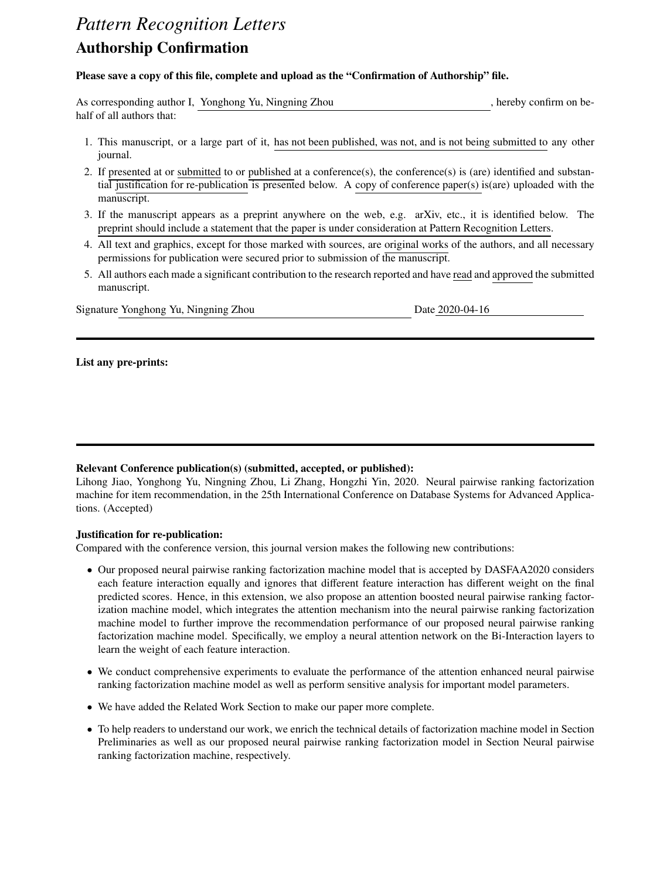# *Pattern Recognition Letters*

## Authorship Confirmation

**Please save a copy of this file, complete and upload as the "Confirmation of Authorship" file.**

As corresponding author I, Yonghong Yu, Ningning Zhou, hereby confirm on behalf of all authors that:

1. This manuscript, or a large part of it, has not been published, was not, and is not being submitted to any other journal.
2. If presented at or submitted to or published at a conference(s), the conference(s) is (are) identified and substantial justification for re-publication is presented below. A copy of conference paper(s) is(are) uploaded with the manuscript.
3. If the manuscript appears as a preprint anywhere on the web, e.g. arXiv, etc., it is identified below. The preprint should include a statement that the paper is under consideration at Pattern Recognition Letters.
4. All text and graphics, except for those marked with sources, are original works of the authors, and all necessary permissions for publication were secured prior to submission of the manuscript.
5. All authors each made a significant contribution to the research reported and have read and approved the submitted manuscript.

Signature Yonghong Yu, Ningning Zhou Date 2020-04-16

---

**List any pre-prints:**

---

**Relevant Conference publication(s) (submitted, accepted, or published):**

Lihong Jiao, Yonghong Yu, Ningning Zhou, Li Zhang, Hongzhi Yin, 2020. Neural pairwise ranking factorization machine for item recommendation, in the 25th International Conference on Database Systems for Advanced Applications. (Accepted)

**Justification for re-publication:**

Compared with the conference version, this journal version makes the following new contributions:

- Our proposed neural pairwise ranking factorization machine model that is accepted by DASFAA2020 considers each feature interaction equally and ignores that different feature interaction has different weight on the final predicted scores. Hence, in this extension, we also propose an attention boosted neural pairwise ranking factorization machine model, which integrates the attention mechanism into the neural pairwise ranking factorization machine model to further improve the recommendation performance of our proposed neural pairwise ranking factorization machine model. Specifically, we employ a neural attention network on the Bi-Interaction layers to learn the weight of each feature interaction.
- We conduct comprehensive experiments to evaluate the performance of the attention enhanced neural pairwise ranking factorization machine model as well as perform sensitive analysis for important model parameters.
- We have added the Related Work Section to make our paper more complete.
- To help readers to understand our work, we enrich the technical details of factorization machine model in Section Preliminaries as well as our proposed neural pairwise ranking factorization model in Section Neural pairwise ranking factorization machine, respectively.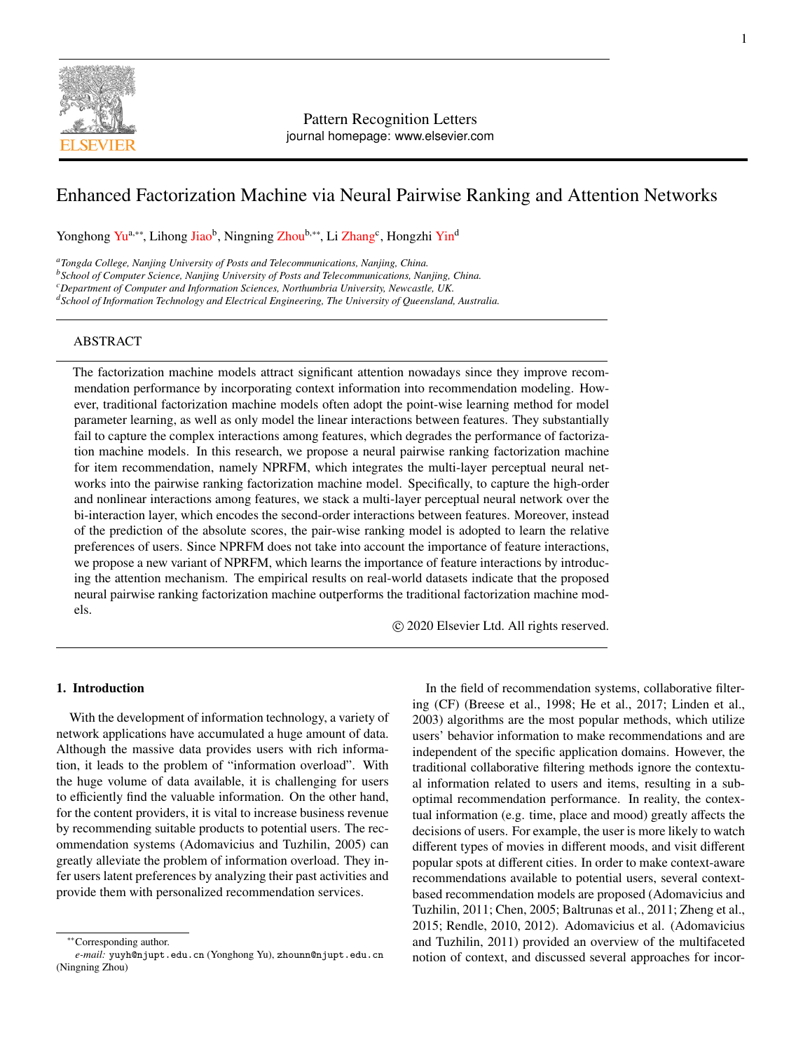# Enhanced Factorization Machine via Neural Pairwise Ranking and Attention Networks

Yonghong Yu[a,**], Lihong Jiao[b], Ningning Zhou[b,**], Li Zhang[c], Hongzhi Yin[d]

[a] *Tongda College, Nanjing University of Posts and Telecommunications, Nanjing, China.*
[b] *School of Computer Science, Nanjing University of Posts and Telecommunications, Nanjing, China.*
[c] *Department of Computer and Information Sciences, Northumbria University, Newcastle, UK.*
[d] *School of Information Technology and Electrical Engineering, The University of Queensland, Australia.*

## ABSTRACT

The factorization machine models attract significant attention nowadays since they improve recommendation performance by incorporating context information into recommendation modeling. However, traditional factorization machine models often adopt the point-wise learning method for model parameter learning, as well as only model the linear interactions between features. They substantially fail to capture the complex interactions among features, which degrades the performance of factorization machine models. In this research, we propose a neural pairwise ranking factorization machine for item recommendation, namely NPRFM, which integrates the multi-layer perceptual neural networks into the pairwise ranking factorization machine model. Specifically, to capture the high-order and nonlinear interactions among features, we stack a multi-layer perceptual neural network over the bi-interaction layer, which encodes the second-order interactions between features. Moreover, instead of the prediction of the absolute scores, the pair-wise ranking model is adopted to learn the relative preferences of users. Since NPRFM does not take into account the importance of feature interactions, we propose a new variant of NPRFM, which learns the importance of feature interactions by introducing the attention mechanism. The empirical results on real-world datasets indicate that the proposed neural pairwise ranking factorization machine outperforms the traditional factorization machine models.

© 2020 Elsevier Ltd. All rights reserved.

## 1. Introduction

With the development of information technology, a variety of network applications have accumulated a huge amount of data. Although the massive data provides users with rich information, it leads to the problem of "information overload". With the huge volume of data available, it is challenging for users to efficiently find the valuable information. On the other hand, for the content providers, it is vital to increase business revenue by recommending suitable products to potential users. The recommendation systems (Adomavicius and Tuzhilin, 2005) can greatly alleviate the problem of information overload. They infer users latent preferences by analyzing their past activities and provide them with personalized recommendation services.

In the field of recommendation systems, collaborative filtering (CF) (Breese et al., 1998; He et al., 2017; Linden et al., 2003) algorithms are the most popular methods, which utilize users' behavior information to make recommendations and are independent of the specific application domains. However, the traditional collaborative filtering methods ignore the contextual information related to users and items, resulting in a suboptimal recommendation performance. In reality, the contextual information (e.g. time, place and mood) greatly affects the decisions of users. For example, the user is more likely to watch different types of movies in different moods, and visit different popular spots at different cities. In order to make context-aware recommendations available to potential users, several context-based recommendation models are proposed (Adomavicius and Tuzhilin, 2011; Chen, 2005; Baltrunas et al., 2011; Zheng et al., 2015; Rendle, 2010, 2012). Adomavicius et al. (Adomavicius and Tuzhilin, 2011) provided an overview of the multifaceted notion of context, and discussed several approaches for incor-

---

** Corresponding author.
*e-mail:* yuyh@njupt.edu.cn (Yonghong Yu), zhounn@njupt.edu.cn (Ningning Zhou)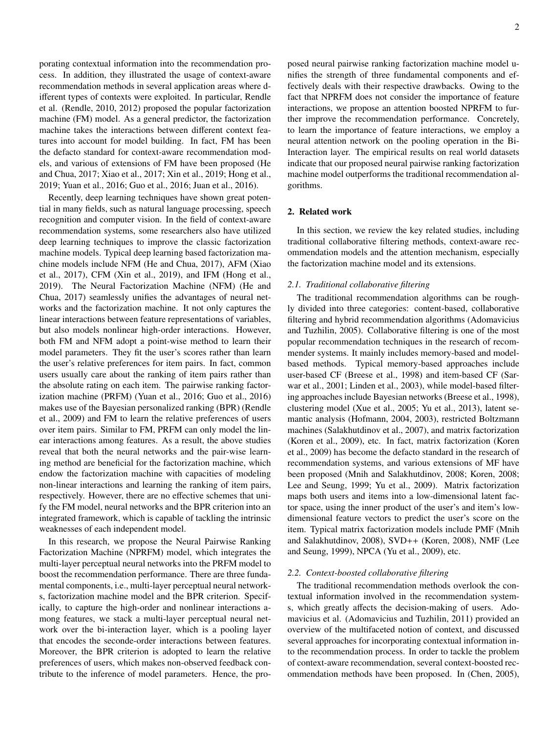porating contextual information into the recommendation process. In addition, they illustrated the usage of context-aware recommendation methods in several application areas where different types of contexts were exploited. In particular, Rendle et al. (Rendle, 2010, 2012) proposed the popular factorization machine (FM) model. As a general predictor, the factorization machine takes the interactions between different context features into account for model building. In fact, FM has been the defacto standard for context-aware recommendation models, and various of extensions of FM have been proposed (He and Chua, 2017; Xiao et al., 2017; Xin et al., 2019; Hong et al., 2019; Yuan et al., 2016; Guo et al., 2016; Juan et al., 2016).

Recently, deep learning techniques have shown great potential in many fields, such as natural language processing, speech recognition and computer vision. In the field of context-aware recommendation systems, some researchers also have utilized deep learning techniques to improve the classic factorization machine models. Typical deep learning based factorization machine models include NFM (He and Chua, 2017), AFM (Xiao et al., 2017), CFM (Xin et al., 2019), and IFM (Hong et al., 2019). The Neural Factorization Machine (NFM) (He and Chua, 2017) seamlessly unifies the advantages of neural networks and the factorization machine. It not only captures the linear interactions between feature representations of variables, but also models nonlinear high-order interactions. However, both FM and NFM adopt a point-wise method to learn their model parameters. They fit the user's scores rather than learn the user's relative preferences for item pairs. In fact, common users usually care about the ranking of item pairs rather than the absolute rating on each item. The pairwise ranking factorization machine (PRFM) (Yuan et al., 2016; Guo et al., 2016) makes use of the Bayesian personalized ranking (BPR) (Rendle et al., 2009) and FM to learn the relative preferences of users over item pairs. Similar to FM, PRFM can only model the linear interactions among features. As a result, the above studies reveal that both the neural networks and the pair-wise learning method are beneficial for the factorization machine, which endow the factorization machine with capacities of modeling non-linear interactions and learning the ranking of item pairs, respectively. However, there are no effective schemes that unify the FM model, neural networks and the BPR criterion into an integrated framework, which is capable of tackling the intrinsic weaknesses of each independent model.

In this research, we propose the Neural Pairwise Ranking Factorization Machine (NPRFM) model, which integrates the multi-layer perceptual neural networks into the PRFM model to boost the recommendation performance. There are three fundamental components, i.e., multi-layer perceptual neural networks, factorization machine model and the BPR criterion. Specifically, to capture the high-order and nonlinear interactions among features, we stack a multi-layer perceptual neural network over the bi-interaction layer, which is a pooling layer that encodes the seconde-order interactions between features. Moreover, the BPR criterion is adopted to learn the relative preferences of users, which makes non-observed feedback contribute to the inference of model parameters. Hence, the proposed neural pairwise ranking factorization machine model unifies the strength of three fundamental components and effectively deals with their respective drawbacks. Owing to the fact that NPRFM does not consider the importance of feature interactions, we propose an attention boosted NPRFM to further improve the recommendation performance. Concretely, to learn the importance of feature interactions, we employ a neural attention network on the pooling operation in the Bi-Interaction layer. The empirical results on real world datasets indicate that our proposed neural pairwise ranking factorization machine model outperforms the traditional recommendation algorithms.

## 2. Related work

In this section, we review the key related studies, including traditional collaborative filtering methods, context-aware recommendation models and the attention mechanism, especially the factorization machine model and its extensions.

### 2.1. Traditional collaborative filtering

The traditional recommendation algorithms can be roughly divided into three categories: content-based, collaborative filtering and hybrid recommendation algorithms (Adomavicius and Tuzhilin, 2005). Collaborative filtering is one of the most popular recommendation techniques in the research of recommender systems. It mainly includes memory-based and model-based methods. Typical memory-based approaches include user-based CF (Breese et al., 1998) and item-based CF (Sarwar et al., 2001; Linden et al., 2003), while model-based filtering approaches include Bayesian networks (Breese et al., 1998), clustering model (Xue et al., 2005; Yu et al., 2013), latent semantic analysis (Hofmann, 2004, 2003), restricted Boltzmann machines (Salakhutdinov et al., 2007), and matrix factorization (Koren et al., 2009), etc. In fact, matrix factorization (Koren et al., 2009) has become the defacto standard in the research of recommendation systems, and various extensions of MF have been proposed (Mnih and Salakhutdinov, 2008; Koren, 2008; Lee and Seung, 1999; Yu et al., 2009). Matrix factorization maps both users and items into a low-dimensional latent factor space, using the inner product of the user's and item's low-dimensional feature vectors to predict the user's score on the item. Typical matrix factorization models include PMF (Mnih and Salakhutdinov, 2008), SVD++ (Koren, 2008), NMF (Lee and Seung, 1999), NPCA (Yu et al., 2009), etc.

### 2.2. Context-boosted collaborative filtering

The traditional recommendation methods overlook the contextual information involved in the recommendation systems, which greatly affects the decision-making of users. Adomavicius et al. (Adomavicius and Tuzhilin, 2011) provided an overview of the multifaceted notion of context, and discussed several approaches for incorporating contextual information into the recommendation process. In order to tackle the problem of context-aware recommendation, several context-boosted recommendation methods have been proposed. In (Chen, 2005),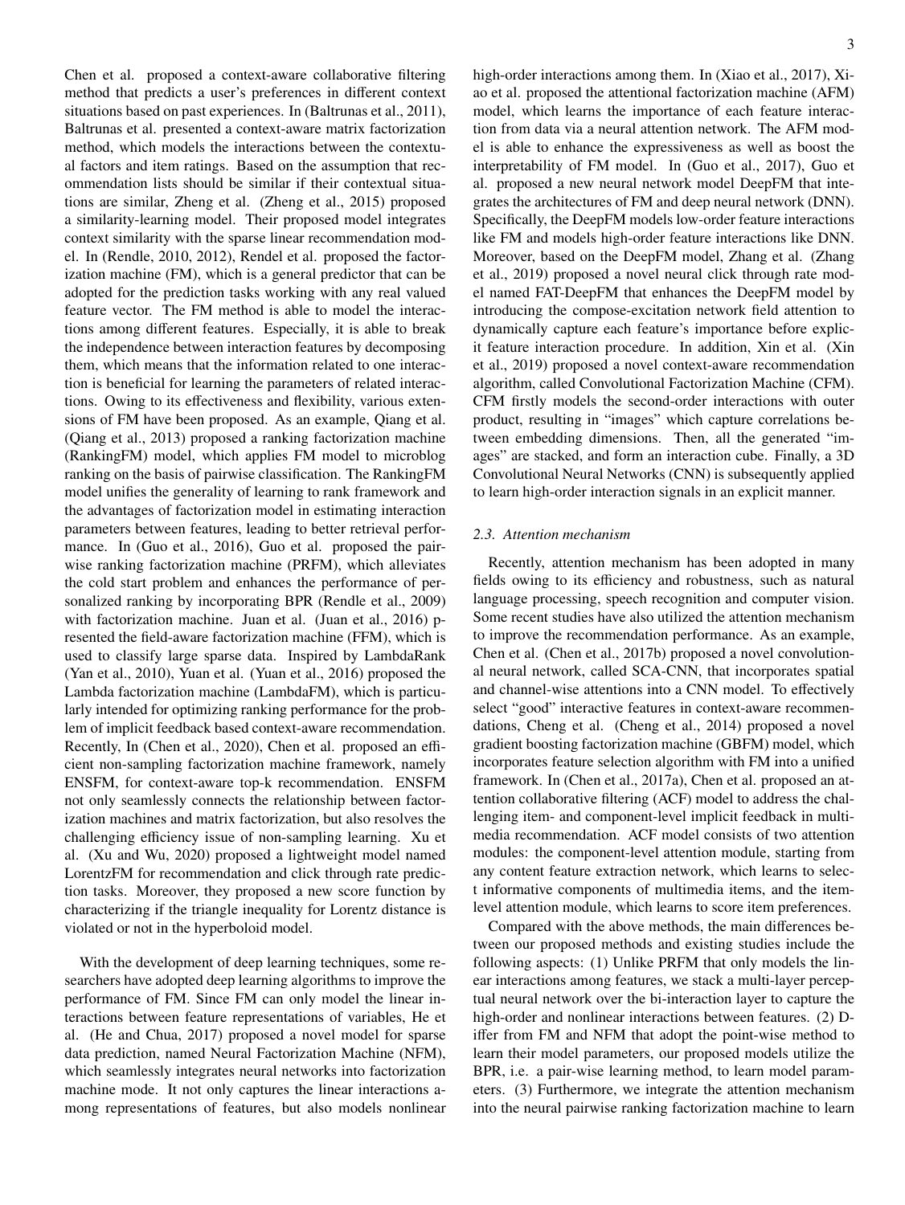Chen et al. proposed a context-aware collaborative filtering method that predicts a user's preferences in different context situations based on past experiences. In (Baltrunas et al., 2011), Baltrunas et al. presented a context-aware matrix factorization method, which models the interactions between the contextual factors and item ratings. Based on the assumption that recommendation lists should be similar if their contextual situations are similar, Zheng et al. (Zheng et al., 2015) proposed a similarity-learning model. Their proposed model integrates context similarity with the sparse linear recommendation model. In (Rendle, 2010, 2012), Rendel et al. proposed the factorization machine (FM), which is a general predictor that can be adopted for the prediction tasks working with any real valued feature vector. The FM method is able to model the interactions among different features. Especially, it is able to break the independence between interaction features by decomposing them, which means that the information related to one interaction is beneficial for learning the parameters of related interactions. Owing to its effectiveness and flexibility, various extensions of FM have been proposed. As an example, Qiang et al. (Qiang et al., 2013) proposed a ranking factorization machine (RankingFM) model, which applies FM model to microblog ranking on the basis of pairwise classification. The RankingFM model unifies the generality of learning to rank framework and the advantages of factorization model in estimating interaction parameters between features, leading to better retrieval performance. In (Guo et al., 2016), Guo et al. proposed the pairwise ranking factorization machine (PRFM), which alleviates the cold start problem and enhances the performance of personalized ranking by incorporating BPR (Rendle et al., 2009) with factorization machine. Juan et al. (Juan et al., 2016) presented the field-aware factorization machine (FFM), which is used to classify large sparse data. Inspired by LambdaRank (Yan et al., 2010), Yuan et al. (Yuan et al., 2016) proposed the Lambda factorization machine (LambdaFM), which is particularly intended for optimizing ranking performance for the problem of implicit feedback based context-aware recommendation. Recently, In (Chen et al., 2020), Chen et al. proposed an efficient non-sampling factorization machine framework, namely ENSFM, for context-aware top-k recommendation. ENSFM not only seamlessly connects the relationship between factorization machines and matrix factorization, but also resolves the challenging efficiency issue of non-sampling learning. Xu et al. (Xu and Wu, 2020) proposed a lightweight model named LorentzFM for recommendation and click through rate prediction tasks. Moreover, they proposed a new score function by characterizing if the triangle inequality for Lorentz distance is violated or not in the hyperboloid model.

With the development of deep learning techniques, some researchers have adopted deep learning algorithms to improve the performance of FM. Since FM can only model the linear interactions between feature representations of variables, He et al. (He and Chua, 2017) proposed a novel model for sparse data prediction, named Neural Factorization Machine (NFM), which seamlessly integrates neural networks into factorization machine mode. It not only captures the linear interactions among representations of features, but also models nonlinear high-order interactions among them. In (Xiao et al., 2017), Xiao et al. proposed the attentional factorization machine (AFM) model, which learns the importance of each feature interaction from data via a neural attention network. The AFM model is able to enhance the expressiveness as well as boost the interpretability of FM model. In (Guo et al., 2017), Guo et al. proposed a new neural network model DeepFM that integrates the architectures of FM and deep neural network (DNN). Specifically, the DeepFM models low-order feature interactions like FM and models high-order feature interactions like DNN. Moreover, based on the DeepFM model, Zhang et al. (Zhang et al., 2019) proposed a novel neural click through rate model named FAT-DeepFM that enhances the DeepFM model by introducing the compose-excitation network field attention to dynamically capture each feature's importance before explicit feature interaction procedure. In addition, Xin et al. (Xin et al., 2019) proposed a novel context-aware recommendation algorithm, called Convolutional Factorization Machine (CFM). CFM firstly models the second-order interactions with outer product, resulting in "images" which capture correlations between embedding dimensions. Then, all the generated "images" are stacked, and form an interaction cube. Finally, a 3D Convolutional Neural Networks (CNN) is subsequently applied to learn high-order interaction signals in an explicit manner.

### *2.3. Attention mechanism*

Recently, attention mechanism has been adopted in many fields owing to its efficiency and robustness, such as natural language processing, speech recognition and computer vision. Some recent studies have also utilized the attention mechanism to improve the recommendation performance. As an example, Chen et al. (Chen et al., 2017b) proposed a novel convolutional neural network, called SCA-CNN, that incorporates spatial and channel-wise attentions into a CNN model. To effectively select "good" interactive features in context-aware recommendations, Cheng et al. (Cheng et al., 2014) proposed a novel gradient boosting factorization machine (GBFM) model, which incorporates feature selection algorithm with FM into a unified framework. In (Chen et al., 2017a), Chen et al. proposed an attention collaborative filtering (ACF) model to address the challenging item- and component-level implicit feedback in multimedia recommendation. ACF model consists of two attention modules: the component-level attention module, starting from any content feature extraction network, which learns to select informative components of multimedia items, and the item-level attention module, which learns to score item preferences.

Compared with the above methods, the main differences between our proposed methods and existing studies include the following aspects: (1) Unlike PRFM that only models the linear interactions among features, we stack a multi-layer perceptual neural network over the bi-interaction layer to capture the high-order and nonlinear interactions between features. (2) Differ from FM and NFM that adopt the point-wise method to learn their model parameters, our proposed models utilize the BPR, i.e. a pair-wise learning method, to learn model parameters. (3) Furthermore, we integrate the attention mechanism into the neural pairwise ranking factorization machine to learn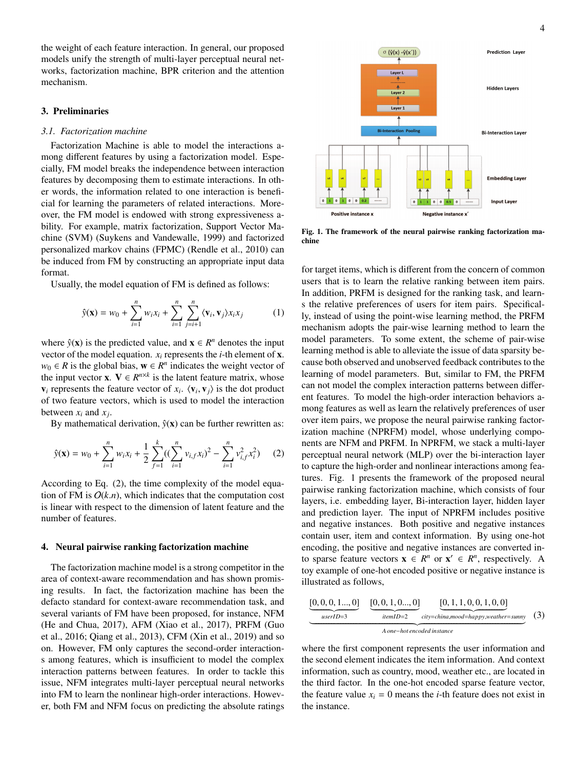the weight of each feature interaction. In general, our proposed models unify the strength of multi-layer perceptual neural networks, factorization machine, BPR criterion and the attention mechanism.

## 3. Preliminaries

### 3.1. Factorization machine

Factorization Machine is able to model the interactions among different features by using a factorization model. Especially, FM model breaks the independence between interaction features by decomposing them to estimate interactions. In other words, the information related to one interaction is beneficial for learning the parameters of related interactions. Moreover, the FM model is endowed with strong expressiveness ability. For example, matrix factorization, Support Vector Machine (SVM) (Suykens and Vandewalle, 1999) and factorized personalized markov chains (FPMC) (Rendle et al., 2010) can be induced from FM by constructing an appropriate input data format.

Usually, the model equation of FM is defined as follows:

$$\hat{y}(\mathbf{x}) = w_0 + \sum_{i=1}^{n} w_i x_i + \sum_{i=1}^{n} \sum_{j=i+1}^{n} \langle \mathbf{v}_i, \mathbf{v}_j \rangle x_i x_j \tag{1}$$

where $\hat{y}(\mathbf{x})$ is the predicted value, and $\mathbf{x} \in R^n$ denotes the input vector of the model equation. $x_i$ represents the $i$-th element of $\mathbf{x}$. $w_0 \in R$ is the global bias, $\mathbf{w} \in R^n$ indicates the weight vector of the input vector $\mathbf{x}$. $\mathbf{V} \in R^{n \times k}$ is the latent feature matrix, whose $\mathbf{v}_i$ represents the feature vector of $x_i$. $\langle \mathbf{v}_i, \mathbf{v}_j \rangle$ is the dot product of two feature vectors, which is used to model the interaction between $x_i$ and $x_j$.

By mathematical derivation, $\hat{y}(\mathbf{x})$ can be further rewritten as:

$$\hat{y}(\mathbf{x}) = w_0 + \sum_{i=1}^{n} w_i x_i + \frac{1}{2} \sum_{f=1}^{k} \left( \left( \sum_{i=1}^{n} v_{i,f} x_i \right)^2 - \sum_{i=1}^{n} v_{i,f}^2 x_i^2 \right) \tag{2}$$

According to Eq. (2), the time complexity of the model equation of FM is $O(k.n)$, which indicates that the computation cost is linear with respect to the dimension of latent feature and the number of features.

## 4. Neural pairwise ranking factorization machine

The factorization machine model is a strong competitor in the area of context-aware recommendation and has shown promising results. In fact, the factorization machine has been the defacto standard for context-aware recommendation task, and several variants of FM have been proposed, for instance, NFM (He and Chua, 2017), AFM (Xiao et al., 2017), PRFM (Guo et al., 2016; Qiang et al., 2013), CFM (Xin et al., 2019) and so on. However, FM only captures the second-order interactions among features, which is insufficient to model the complex interaction patterns between features. In order to tackle this issue, NFM integrates multi-layer perceptual neural networks into FM to learn the nonlinear high-order interactions. However, both FM and NFM focus on predicting the absolute ratings for target items, which is different from the concern of common users that is to learn the relative ranking between item pairs. In addition, PRFM is designed for the ranking task, and learns the relative preferences of users for item pairs. Specifically, instead of using the point-wise learning method, the PRFM mechanism adopts the pair-wise learning method to learn the model parameters. To some extent, the scheme of pair-wise learning method is able to alleviate the issue of data sparsity because both observed and unobserved feedback contributes to the learning of model parameters. But, similar to FM, the PRFM can not model the complex interaction patterns between different features. To model the high-order interaction behaviors among features as well as learn the relatively preferences of user over item pairs, we propose the neural pairwise ranking factorization machine (NPRFM) model, whose underlying components are NFM and PRFM. In NPRFM, we stack a multi-layer perceptual neural network (MLP) over the bi-interaction layer to capture the high-order and nonlinear interactions among features. Fig. 1 presents the framework of the proposed neural pairwise ranking factorization machine, which consists of four layers, i.e. embedding layer, Bi-interaction layer, hidden layer and prediction layer. The input of NPRFM includes positive and negative instances. Both positive and negative instances contain user, item and context information. By using one-hot encoding, the positive and negative instances are converted into sparse feature vectors $\mathbf{x} \in R^n$ or $\mathbf{x}' \in R^n$, respectively. A toy example of one-hot encoded positive or negative instance is illustrated as follows,

**Fig. 1. The framework of the neural pairwise ranking factorization machine**

$$\underbrace{\underbrace{[0,0,0,1...,0]}_{userID=3} \quad \underbrace{[0,0,1,0...,0]}_{itemID=2} \quad \underbrace{[0,1,1,0,0,1,0,0]}_{city=china,mood=happy,weather=sunny}}_{A\ one-hot\ encoded\ instance} \tag{3}$$

where the first component represents the user information and the second element indicates the item information. And context information, such as country, mood, weather etc., are located in the third factor. In the one-hot encoded sparse feature vector, the feature value $x_i = 0$ means the $i$-th feature does not exist in the instance.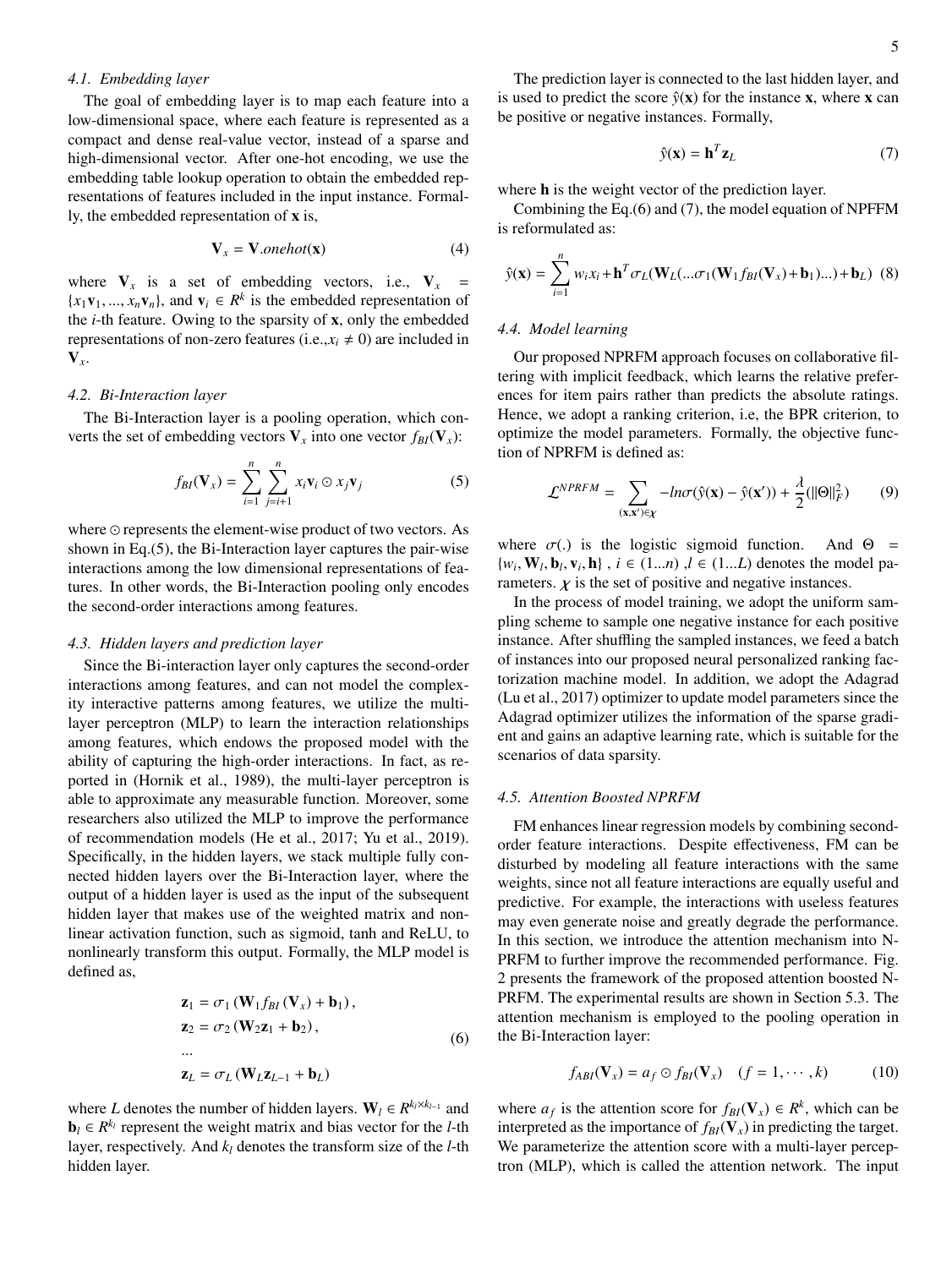### 4.1. Embedding layer

The goal of embedding layer is to map each feature into a low-dimensional space, where each feature is represented as a compact and dense real-value vector, instead of a sparse and high-dimensional vector. After one-hot encoding, we use the embedding table lookup operation to obtain the embedded representations of features included in the input instance. Formally, the embedded representation of $\mathbf{x}$ is,

$$\mathbf{V}_x = \mathbf{V}.onehot(\mathbf{x}) \tag{4}$$

where $\mathbf{V}_x$ is a set of embedding vectors, i.e., $\mathbf{V}_x = \{x_1\mathbf{v}_1, ..., x_n\mathbf{v}_n\}$, and $\mathbf{v}_i \in R^k$ is the embedded representation of the $i$-th feature. Owing to the sparsity of $\mathbf{x}$, only the embedded representations of non-zero features (i.e.,$x_i \neq 0$) are included in $\mathbf{V}_x$.

### 4.2. Bi-Interaction layer

The Bi-Interaction layer is a pooling operation, which converts the set of embedding vectors $\mathbf{V}_x$ into one vector $f_{BI}(\mathbf{V}_x)$:

$$f_{BI}(\mathbf{V}_x) = \sum_{i=1}^{n}\sum_{j=i+1}^{n} x_i\mathbf{v}_i \odot x_j\mathbf{v}_j \tag{5}$$

where $\odot$ represents the element-wise product of two vectors. As shown in Eq.(5), the Bi-Interaction layer captures the pair-wise interactions among the low dimensional representations of features. In other words, the Bi-Interaction pooling only encodes the second-order interactions among features.

### 4.3. Hidden layers and prediction layer

Since the Bi-interaction layer only captures the second-order interactions among features, and can not model the complexity interactive patterns among features, we utilize the multi-layer perceptron (MLP) to learn the interaction relationships among features, which endows the proposed model with the ability of capturing the high-order interactions. In fact, as reported in (Hornik et al., 1989), the multi-layer perceptron is able to approximate any measurable function. Moreover, some researchers also utilized the MLP to improve the performance of recommendation models (He et al., 2017; Yu et al., 2019). Specifically, in the hidden layers, we stack multiple fully connected hidden layers over the Bi-Interaction layer, where the output of a hidden layer is used as the input of the subsequent hidden layer that makes use of the weighted matrix and nonlinear activation function, such as sigmoid, tanh and ReLU, to nonlinearly transform this output. Formally, the MLP model is defined as,

$$\begin{aligned}
\mathbf{z}_1 &= \sigma_1\left(\mathbf{W}_1 f_{BI}\left(\mathbf{V}_x\right) + \mathbf{b}_1\right), \\
\mathbf{z}_2 &= \sigma_2\left(\mathbf{W}_2\mathbf{z}_1 + \mathbf{b}_2\right), \\
&... \\
\mathbf{z}_L &= \sigma_L\left(\mathbf{W}_L\mathbf{z}_{L-1} + \mathbf{b}_L\right)
\end{aligned} \tag{6}$$

where $L$ denotes the number of hidden layers. $\mathbf{W}_l \in R^{k_l \times k_{l-1}}$ and $\mathbf{b}_l \in R^{k_l}$ represent the weight matrix and bias vector for the $l$-th layer, respectively. And $k_l$ denotes the transform size of the $l$-th hidden layer.

The prediction layer is connected to the last hidden layer, and is used to predict the score $\hat{y}(\mathbf{x})$ for the instance $\mathbf{x}$, where $\mathbf{x}$ can be positive or negative instances. Formally,

$$\hat{y}(\mathbf{x}) = \mathbf{h}^T\mathbf{z}_L \tag{7}$$

where $\mathbf{h}$ is the weight vector of the prediction layer.

Combining the Eq.(6) and (7), the model equation of NPFFM is reformulated as:

$$\hat{y}(\mathbf{x}) = \sum_{i=1}^{n} w_i x_i + \mathbf{h}^T\sigma_L(\mathbf{W}_L(...\sigma_1(\mathbf{W}_1 f_{BI}(\mathbf{V}_x) + \mathbf{b}_1)...) + \mathbf{b}_L) \tag{8}$$

### 4.4. Model learning

Our proposed NPRFM approach focuses on collaborative filtering with implicit feedback, which learns the relative preferences for item pairs rather than predicts the absolute ratings. Hence, we adopt a ranking criterion, i.e, the BPR criterion, to optimize the model parameters. Formally, the objective function of NPRFM is defined as:

$$\mathcal{L}^{NPRFM} = \sum_{(\mathbf{x},\mathbf{x}')\in\chi} -ln\sigma(\hat{y}(\mathbf{x}) - \hat{y}(\mathbf{x}')) + \frac{\lambda}{2}(\|\Theta\|_F^2) \tag{9}$$

where $\sigma(.)$ is the logistic sigmoid function. And $\Theta = \{w_i, \mathbf{W}_l, \mathbf{b}_l, \mathbf{v}_i, \mathbf{h}\}$ , $i \in (1...n)$ ,$l \in (1...L)$ denotes the model parameters. $\chi$ is the set of positive and negative instances.

In the process of model training, we adopt the uniform sampling scheme to sample one negative instance for each positive instance. After shuffling the sampled instances, we feed a batch of instances into our proposed neural personalized ranking factorization machine model. In addition, we adopt the Adagrad (Lu et al., 2017) optimizer to update model parameters since the Adagrad optimizer utilizes the information of the sparse gradient and gains an adaptive learning rate, which is suitable for the scenarios of data sparsity.

### 4.5. Attention Boosted NPRFM

FM enhances linear regression models by combining second-order feature interactions. Despite effectiveness, FM can be disturbed by modeling all feature interactions with the same weights, since not all feature interactions are equally useful and predictive. For example, the interactions with useless features may even generate noise and greatly degrade the performance. In this section, we introduce the attention mechanism into N-PRFM to further improve the recommended performance. Fig. 2 presents the framework of the proposed attention boosted N-PRFM. The experimental results are shown in Section 5.3. The attention mechanism is employed to the pooling operation in the Bi-Interaction layer:

$$f_{ABI}(\mathbf{V}_x) = a_f \odot f_{BI}(\mathbf{V}_x) \quad (f = 1, \cdots, k) \tag{10}$$

where $a_f$ is the attention score for $f_{BI}(\mathbf{V}_x) \in R^k$, which can be interpreted as the importance of $f_{BI}(\mathbf{V}_x)$ in predicting the target. We parameterize the attention score with a multi-layer perceptron (MLP), which is called the attention network. The input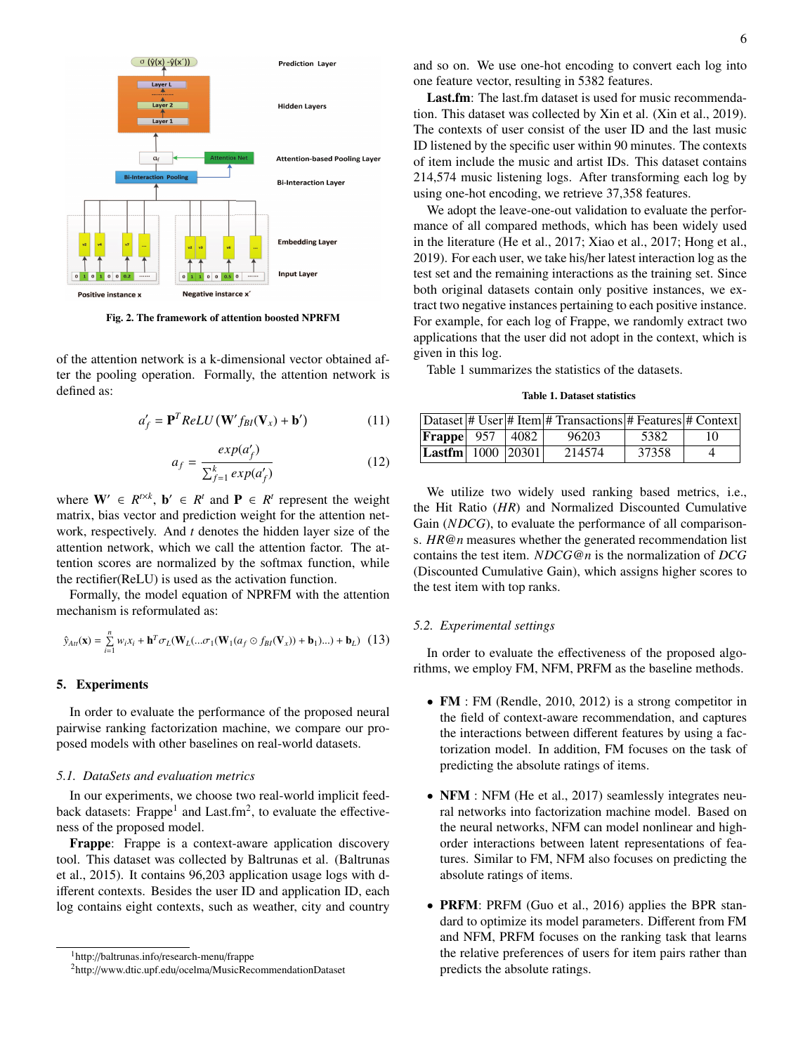Fig. 2. The framework of attention boosted NPRFM

of the attention network is a k-dimensional vector obtained after the pooling operation. Formally, the attention network is defined as:

$$a'_f = \mathbf{P}^T ReLU(\mathbf{W}' f_{BI}(\mathbf{V}_x) + \mathbf{b}') \quad (11)$$

$$a_f = \frac{exp(a'_f)}{\sum_{f=1}^{k} exp(a'_f)} \quad (12)$$

where $\mathbf{W}' \in R^{t \times k}$, $\mathbf{b}' \in R^t$ and $\mathbf{P} \in R^t$ represent the weight matrix, bias vector and prediction weight for the attention network, respectively. And $t$ denotes the hidden layer size of the attention network, which we call the attention factor. The attention scores are normalized by the softmax function, while the rectifier(ReLU) is used as the activation function.

Formally, the model equation of NPRFM with the attention mechanism is reformulated as:

$$\hat{y}_{Att}(\mathbf{x}) = \sum_{i=1}^{n} w_i x_i + \mathbf{h}^T \sigma_L(\mathbf{W}_L(...\sigma_1(\mathbf{W}_1(a_f \odot f_{BI}(\mathbf{V}_x)) + \mathbf{b}_1)...) + \mathbf{b}_L) \quad (13)$$

## 5. Experiments

In order to evaluate the performance of the proposed neural pairwise ranking factorization machine, we compare our proposed models with other baselines on real-world datasets.

### 5.1. DataSets and evaluation metrics

In our experiments, we choose two real-world implicit feedback datasets: Frappe[1] and Last.fm[2], to evaluate the effectiveness of the proposed model.

**Frappe**: Frappe is a context-aware application discovery tool. This dataset was collected by Baltrunas et al. (Baltrunas et al., 2015). It contains 96,203 application usage logs with different contexts. Besides the user ID and application ID, each log contains eight contexts, such as weather, city and country and so on. We use one-hot encoding to convert each log into one feature vector, resulting in 5382 features.

**Last.fm**: The last.fm dataset is used for music recommendation. This dataset was collected by Xin et al. (Xin et al., 2019). The contexts of user consist of the user ID and the last music ID listened by the specific user within 90 minutes. The contexts of item include the music and artist IDs. This dataset contains 214,574 music listening logs. After transforming each log by using one-hot encoding, we retrieve 37,358 features.

We adopt the leave-one-out validation to evaluate the performance of all compared methods, which has been widely used in the literature (He et al., 2017; Xiao et al., 2017; Hong et al., 2019). For each user, we take his/her latest interaction log as the test set and the remaining interactions as the training set. Since both original datasets contain only positive instances, we extract two negative instances pertaining to each positive instance. For example, for each log of Frappe, we randomly extract two applications that the user did not adopt in the context, which is given in this log.

Table 1 summarizes the statistics of the datasets.

**Table 1. Dataset statistics**

| Dataset | # User | # Item | # Transactions | # Features | # Context |
|---|---|---|---|---|---|
| **Frappe** | 957 | 4082 | 96203 | 5382 | 10 |
| **Lastfm** | 1000 | 20301 | 214574 | 37358 | 4 |

We utilize two widely used ranking based metrics, i.e., the Hit Ratio (*HR*) and Normalized Discounted Cumulative Gain (*NDCG*), to evaluate the performance of all comparisons. *HR@n* measures whether the generated recommendation list contains the test item. *NDCG@n* is the normalization of *DCG* (Discounted Cumulative Gain), which assigns higher scores to the test item with top ranks.

### 5.2. Experimental settings

In order to evaluate the effectiveness of the proposed algorithms, we employ FM, NFM, PRFM as the baseline methods.

- **FM** : FM (Rendle, 2010, 2012) is a strong competitor in the field of context-aware recommendation, and captures the interactions between different features by using a factorization model. In addition, FM focuses on the task of predicting the absolute ratings of items.

- **NFM** : NFM (He et al., 2017) seamlessly integrates neural networks into factorization machine model. Based on the neural networks, NFM can model nonlinear and high-order interactions between latent representations of features. Similar to FM, NFM also focuses on predicting the absolute ratings of items.

- **PRFM**: PRFM (Guo et al., 2016) applies the BPR standard to optimize its model parameters. Different from FM and NFM, PRFM focuses on the ranking task that learns the relative preferences of users for item pairs rather than predicts the absolute ratings.

[1]http://baltrunas.info/research-menu/frappe

[2]http://www.dtic.upf.edu/ocelma/MusicRecommendationDataset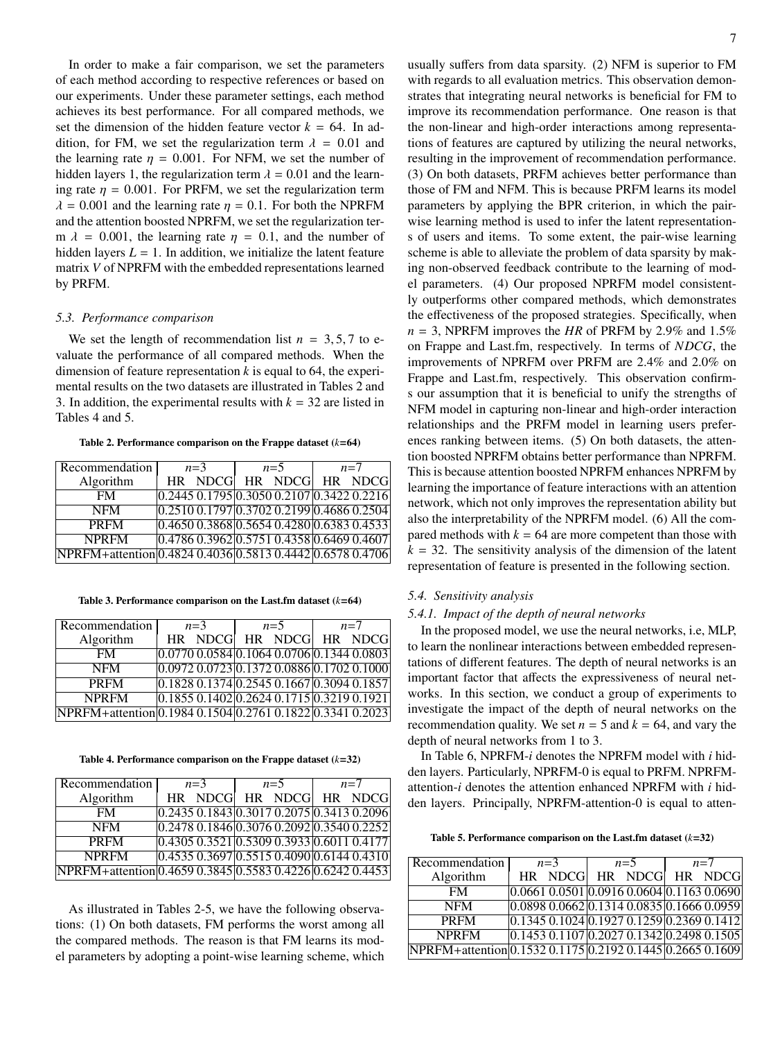In order to make a fair comparison, we set the parameters of each method according to respective references or based on our experiments. Under these parameter settings, each method achieves its best performance. For all compared methods, we set the dimension of the hidden feature vector $k = 64$. In addition, for FM, we set the regularization term $\lambda = 0.01$ and the learning rate $\eta = 0.001$. For NFM, we set the number of hidden layers 1, the regularization term $\lambda = 0.01$ and the learning rate $\eta = 0.001$. For PRFM, we set the regularization term $\lambda = 0.001$ and the learning rate $\eta = 0.1$. For both the NPRFM and the attention boosted NPRFM, we set the regularization term $\lambda = 0.001$, the learning rate $\eta = 0.1$, and the number of hidden layers $L = 1$. In addition, we initialize the latent feature matrix $V$ of NPRFM with the embedded representations learned by PRFM.

### *5.3. Performance comparison*

We set the length of recommendation list $n = 3, 5, 7$ to evaluate the performance of all compared methods. When the dimension of feature representation $k$ is equal to 64, the experimental results on the two datasets are illustrated in Tables 2 and 3. In addition, the experimental results with $k = 32$ are listed in Tables 4 and 5.

**Table 2. Performance comparison on the Frappe dataset ($k$=64)**

| Recommendation Algorithm | $n$=3 HR | $n$=3 NDCG | $n$=5 HR | $n$=5 NDCG | $n$=7 HR | $n$=7 NDCG |
|---|---|---|---|---|---|---|
| FM | 0.2445 | 0.1795 | 0.3050 | 0.2107 | 0.3422 | 0.2216 |
| NFM | 0.2510 | 0.1797 | 0.3702 | 0.2199 | 0.4686 | 0.2504 |
| PRFM | 0.4650 | 0.3868 | 0.5654 | 0.4280 | 0.6383 | 0.4533 |
| NPRFM | 0.4786 | 0.3962 | 0.5751 | 0.4358 | 0.6469 | 0.4607 |
| NPRFM+attention | 0.4824 | 0.4036 | 0.5813 | 0.4442 | 0.6578 | 0.4706 |

**Table 3. Performance comparison on the Last.fm dataset ($k$=64)**

| Recommendation Algorithm | $n$=3 HR | $n$=3 NDCG | $n$=5 HR | $n$=5 NDCG | $n$=7 HR | $n$=7 NDCG |
|---|---|---|---|---|---|---|
| FM | 0.0770 | 0.0584 | 0.1064 | 0.0706 | 0.1344 | 0.0803 |
| NFM | 0.0972 | 0.0723 | 0.1372 | 0.0886 | 0.1702 | 0.1000 |
| PRFM | 0.1828 | 0.1374 | 0.2545 | 0.1667 | 0.3094 | 0.1857 |
| NPRFM | 0.1855 | 0.1402 | 0.2624 | 0.1715 | 0.3219 | 0.1921 |
| NPRFM+attention | 0.1984 | 0.1504 | 0.2761 | 0.1822 | 0.3341 | 0.2023 |

**Table 4. Performance comparison on the Frappe dataset ($k$=32)**

| Recommendation Algorithm | $n$=3 HR | $n$=3 NDCG | $n$=5 HR | $n$=5 NDCG | $n$=7 HR | $n$=7 NDCG |
|---|---|---|---|---|---|---|
| FM | 0.2435 | 0.1843 | 0.3017 | 0.2075 | 0.3413 | 0.2096 |
| NFM | 0.2478 | 0.1846 | 0.3076 | 0.2092 | 0.3540 | 0.2252 |
| PRFM | 0.4305 | 0.3521 | 0.5309 | 0.3933 | 0.6011 | 0.4177 |
| NPRFM | 0.4535 | 0.3697 | 0.5515 | 0.4090 | 0.6144 | 0.4310 |
| NPRFM+attention | 0.4659 | 0.3845 | 0.5583 | 0.4226 | 0.6242 | 0.4453 |

As illustrated in Tables 2-5, we have the following observations: (1) On both datasets, FM performs the worst among all the compared methods. The reason is that FM learns its model parameters by adopting a point-wise learning scheme, which usually suffers from data sparsity. (2) NFM is superior to FM with regards to all evaluation metrics. This observation demonstrates that integrating neural networks is beneficial for FM to improve its recommendation performance. One reason is that the non-linear and high-order interactions among representations of features are captured by utilizing the neural networks, resulting in the improvement of recommendation performance. (3) On both datasets, PRFM achieves better performance than those of FM and NFM. This is because PRFM learns its model parameters by applying the BPR criterion, in which the pair-wise learning method is used to infer the latent representations of users and items. To some extent, the pair-wise learning scheme is able to alleviate the problem of data sparsity by making non-observed feedback contribute to the learning of model parameters. (4) Our proposed NPRFM model consistently outperforms other compared methods, which demonstrates the effectiveness of the proposed strategies. Specifically, when $n = 3$, NPRFM improves the $HR$ of PRFM by 2.9% and 1.5% on Frappe and Last.fm, respectively. In terms of $NDCG$, the improvements of NPRFM over PRFM are 2.4% and 2.0% on Frappe and Last.fm, respectively. This observation confirms our assumption that it is beneficial to unify the strengths of NFM model in capturing non-linear and high-order interaction relationships and the PRFM model in learning users preferences ranking between items. (5) On both datasets, the attention boosted NPRFM obtains better performance than NPRFM. This is because attention boosted NPRFM enhances NPRFM by learning the importance of feature interactions with an attention network, which not only improves the representation ability but also the interpretability of the NPRFM model. (6) All the compared methods with $k = 64$ are more competent than those with $k = 32$. The sensitivity analysis of the dimension of the latent representation of feature is presented in the following section.

### *5.4. Sensitivity analysis*

#### *5.4.1. Impact of the depth of neural networks*

In the proposed model, we use the neural networks, i.e, MLP, to learn the nonlinear interactions between embedded representations of different features. The depth of neural networks is an important factor that affects the expressiveness of neural networks. In this section, we conduct a group of experiments to investigate the impact of the depth of neural networks on the recommendation quality. We set $n = 5$ and $k = 64$, and vary the depth of neural networks from 1 to 3.

In Table 6, NPRFM-$i$ denotes the NPRFM model with $i$ hidden layers. Particularly, NPRFM-0 is equal to PRFM. NPRFM-attention-$i$ denotes the attention enhanced NPRFM with $i$ hidden layers. Principally, NPRFM-attention-0 is equal to atten-

**Table 5. Performance comparison on the Last.fm dataset ($k$=32)**

| Recommendation Algorithm | $n$=3 HR | $n$=3 NDCG | $n$=5 HR | $n$=5 NDCG | $n$=7 HR | $n$=7 NDCG |
|---|---|---|---|---|---|---|
| FM | 0.0661 | 0.0501 | 0.0916 | 0.0604 | 0.1163 | 0.0690 |
| NFM | 0.0898 | 0.0662 | 0.1314 | 0.0835 | 0.1666 | 0.0959 |
| PRFM | 0.1345 | 0.1024 | 0.1927 | 0.1259 | 0.2369 | 0.1412 |
| NPRFM | 0.1453 | 0.1107 | 0.2027 | 0.1342 | 0.2498 | 0.1505 |
| NPRFM+attention | 0.1532 | 0.1175 | 0.2192 | 0.1445 | 0.2665 | 0.1609 |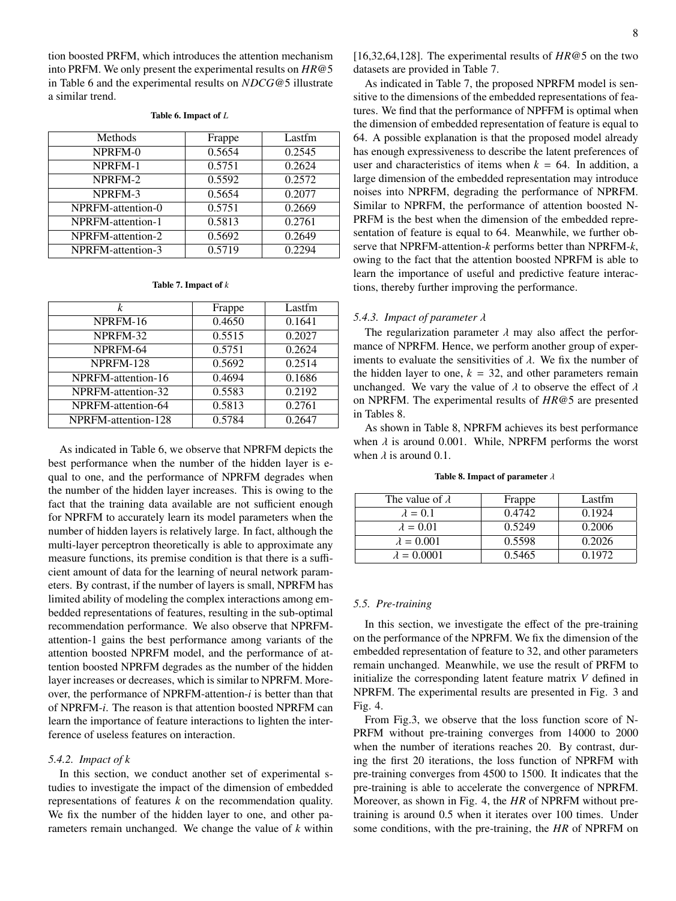tion boosted PRFM, which introduces the attention mechanism into PRFM. We only present the experimental results on $HR@5$ in Table 6 and the experimental results on $NDCG@5$ illustrate a similar trend.

**Table 6. Impact of** $L$

| Methods | Frappe | Lastfm |
|---|---|---|
| NPRFM-0 | 0.5654 | 0.2545 |
| NPRFM-1 | 0.5751 | 0.2624 |
| NPRFM-2 | 0.5592 | 0.2572 |
| NPRFM-3 | 0.5654 | 0.2077 |
| NPRFM-attention-0 | 0.5751 | 0.2669 |
| NPRFM-attention-1 | 0.5813 | 0.2761 |
| NPRFM-attention-2 | 0.5692 | 0.2649 |
| NPRFM-attention-3 | 0.5719 | 0.2294 |

**Table 7. Impact of** $k$

| $k$ | Frappe | Lastfm |
|---|---|---|
| NPRFM-16 | 0.4650 | 0.1641 |
| NPRFM-32 | 0.5515 | 0.2027 |
| NPRFM-64 | 0.5751 | 0.2624 |
| NPRFM-128 | 0.5692 | 0.2514 |
| NPRFM-attention-16 | 0.4694 | 0.1686 |
| NPRFM-attention-32 | 0.5583 | 0.2192 |
| NPRFM-attention-64 | 0.5813 | 0.2761 |
| NPRFM-attention-128 | 0.5784 | 0.2647 |

As indicated in Table 6, we observe that NPRFM depicts the best performance when the number of the hidden layer is equal to one, and the performance of NPRFM degrades when the number of the hidden layer increases. This is owing to the fact that the training data available are not sufficient enough for NPRFM to accurately learn its model parameters when the number of hidden layers is relatively large. In fact, although the multi-layer perceptron theoretically is able to approximate any measure functions, its premise condition is that there is a sufficient amount of data for the learning of neural network parameters. By contrast, if the number of layers is small, NPRFM has limited ability of modeling the complex interactions among embedded representations of features, resulting in the sub-optimal recommendation performance. We also observe that NPRFM-attention-1 gains the best performance among variants of the attention boosted NPRFM model, and the performance of attention boosted NPRFM degrades as the number of the hidden layer increases or decreases, which is similar to NPRFM. Moreover, the performance of NPRFM-attention-$i$ is better than that of NPRFM-$i$. The reason is that attention boosted NPRFM can learn the importance of feature interactions to lighten the interference of useless features on interaction.

### 5.4.2. Impact of $k$

In this section, we conduct another set of experimental studies to investigate the impact of the dimension of embedded representations of features $k$ on the recommendation quality. We fix the number of the hidden layer to one, and other parameters remain unchanged. We change the value of $k$ within [16,32,64,128]. The experimental results of $HR@5$ on the two datasets are provided in Table 7.

As indicated in Table 7, the proposed NPRFM model is sensitive to the dimensions of the embedded representations of features. We find that the performance of NPFFM is optimal when the dimension of embedded representation of feature is equal to 64. A possible explanation is that the proposed model already has enough expressiveness to describe the latent preferences of user and characteristics of items when $k = 64$. In addition, a large dimension of the embedded representation may introduce noises into NPRFM, degrading the performance of NPRFM. Similar to NPRFM, the performance of attention boosted NPRFM is the best when the dimension of the embedded representation of feature is equal to 64. Meanwhile, we further observe that NPRFM-attention-$k$ performs better than NPRFM-$k$, owing to the fact that the attention boosted NPRFM is able to learn the importance of useful and predictive feature interactions, thereby further improving the performance.

### 5.4.3. Impact of parameter $\lambda$

The regularization parameter $\lambda$ may also affect the performance of NPRFM. Hence, we perform another group of experiments to evaluate the sensitivities of $\lambda$. We fix the number of the hidden layer to one, $k = 32$, and other parameters remain unchanged. We vary the value of $\lambda$ to observe the effect of $\lambda$ on NPRFM. The experimental results of $HR@5$ are presented in Tables 8.

As shown in Table 8, NPRFM achieves its best performance when $\lambda$ is around 0.001. While, NPRFM performs the worst when $\lambda$ is around 0.1.

**Table 8. Impact of parameter** $\lambda$

| The value of $\lambda$ | Frappe | Lastfm |
|---|---|---|
| $\lambda = 0.1$ | 0.4742 | 0.1924 |
| $\lambda = 0.01$ | 0.5249 | 0.2006 |
| $\lambda = 0.001$ | 0.5598 | 0.2026 |
| $\lambda = 0.0001$ | 0.5465 | 0.1972 |

## 5.5. Pre-training

In this section, we investigate the effect of the pre-training on the performance of the NPRFM. We fix the dimension of the embedded representation of feature to 32, and other parameters remain unchanged. Meanwhile, we use the result of PRFM to initialize the corresponding latent feature matrix $V$ defined in NPRFM. The experimental results are presented in Fig. 3 and Fig. 4.

From Fig.3, we observe that the loss function score of NPRFM without pre-training converges from 14000 to 2000 when the number of iterations reaches 20. By contrast, during the first 20 iterations, the loss function of NPRFM with pre-training converges from 4500 to 1500. It indicates that the pre-training is able to accelerate the convergence of NPRFM. Moreover, as shown in Fig. 4, the $HR$ of NPRFM without pre-training is around 0.5 when it iterates over 100 times. Under some conditions, with the pre-training, the $HR$ of NPRFM on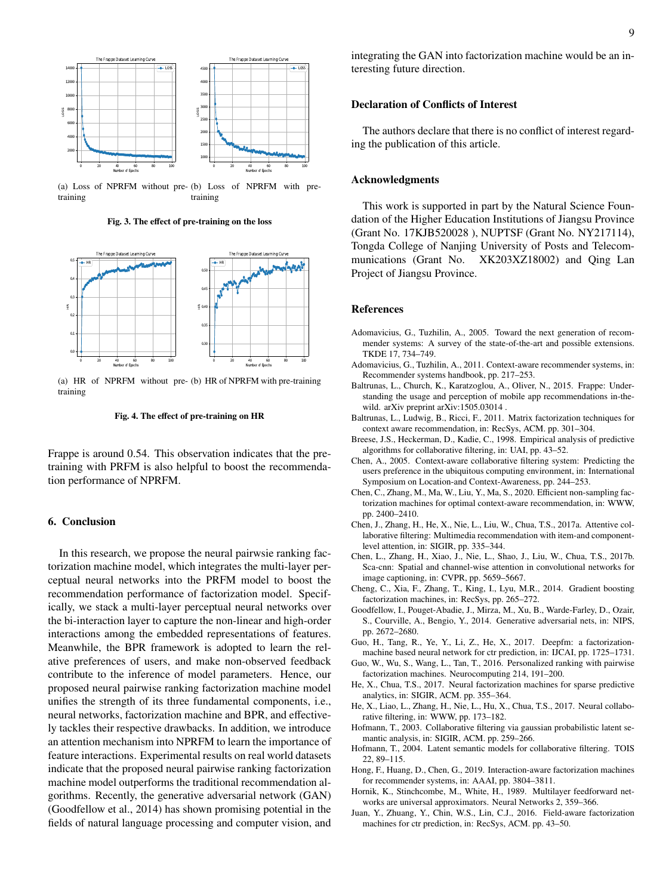(a) Loss of NPRFM without pre-training

(b) Loss of NPRFM with pre-training

**Fig. 3. The effect of pre-training on the loss**

(a) HR of NPRFM without pre-training

(b) HR of NPRFM with pre-training

**Fig. 4. The effect of pre-training on HR**

Frappe is around 0.54. This observation indicates that the pre-training with PRFM is also helpful to boost the recommendation performance of NPRFM.

## 6. Conclusion

In this research, we propose the neural pairwsie ranking factorization machine model, which integrates the multi-layer perceptual neural networks into the PRFM model to boost the recommendation performance of factorization model. Specifically, we stack a multi-layer perceptual neural networks over the bi-interaction layer to capture the non-linear and high-order interactions among the embedded representations of features. Meanwhile, the BPR framework is adopted to learn the relative preferences of users, and make non-observed feedback contribute to the inference of model parameters. Hence, our proposed neural pairwise ranking factorization machine model unifies the strength of its three fundamental components, i.e., neural networks, factorization machine and BPR, and effectively tackles their respective drawbacks. In addition, we introduce an attention mechanism into NPRFM to learn the importance of feature interactions. Experimental results on real world datasets indicate that the proposed neural pairwise ranking factorization machine model outperforms the traditional recommendation algorithms. Recently, the generative adversarial network (GAN) (Goodfellow et al., 2014) has shown promising potential in the fields of natural language processing and computer vision, and integrating the GAN into factorization machine would be an interesting future direction.

## Declaration of Conflicts of Interest

The authors declare that there is no conflict of interest regarding the publication of this article.

## Acknowledgments

This work is supported in part by the Natural Science Foundation of the Higher Education Institutions of Jiangsu Province (Grant No. 17KJB520028 ), NUPTSF (Grant No. NY217114), Tongda College of Nanjing University of Posts and Telecommunications (Grant No. XK203XZ18002) and Qing Lan Project of Jiangsu Province.

## References

Adomavicius, G., Tuzhilin, A., 2005. Toward the next generation of recommender systems: A survey of the state-of-the-art and possible extensions. TKDE 17, 734–749.

Adomavicius, G., Tuzhilin, A., 2011. Context-aware recommender systems, in: Recommender systems handbook, pp. 217–253.

Baltrunas, L., Church, K., Karatzoglou, A., Oliver, N., 2015. Frappe: Understanding the usage and perception of mobile app recommendations in-the-wild. arXiv preprint arXiv:1505.03014 .

Baltrunas, L., Ludwig, B., Ricci, F., 2011. Matrix factorization techniques for context aware recommendation, in: RecSys, ACM. pp. 301–304.

Breese, J.S., Heckerman, D., Kadie, C., 1998. Empirical analysis of predictive algorithms for collaborative filtering, in: UAI, pp. 43–52.

Chen, A., 2005. Context-aware collaborative filtering system: Predicting the users preference in the ubiquitous computing environment, in: International Symposium on Location-and Context-Awareness, pp. 244–253.

Chen, C., Zhang, M., Ma, W., Liu, Y., Ma, S., 2020. Efficient non-sampling factorization machines for optimal context-aware recommendation, in: WWW, pp. 2400–2410.

Chen, J., Zhang, H., He, X., Nie, L., Liu, W., Chua, T.S., 2017a. Attentive collaborative filtering: Multimedia recommendation with item-and component-level attention, in: SIGIR, pp. 335–344.

Chen, L., Zhang, H., Xiao, J., Nie, L., Shao, J., Liu, W., Chua, T.S., 2017b. Sca-cnn: Spatial and channel-wise attention in convolutional networks for image captioning, in: CVPR, pp. 5659–5667.

Cheng, C., Xia, F., Zhang, T., King, I., Lyu, M.R., 2014. Gradient boosting factorization machines, in: RecSys, pp. 265–272.

Goodfellow, I., Pouget-Abadie, J., Mirza, M., Xu, B., Warde-Farley, D., Ozair, S., Courville, A., Bengio, Y., 2014. Generative adversarial nets, in: NIPS, pp. 2672–2680.

Guo, H., Tang, R., Ye, Y., Li, Z., He, X., 2017. Deepfm: a factorization-machine based neural network for ctr prediction, in: IJCAI, pp. 1725–1731.

Guo, W., Wu, S., Wang, L., Tan, T., 2016. Personalized ranking with pairwise factorization machines. Neurocomputing 214, 191–200.

He, X., Chua, T.S., 2017. Neural factorization machines for sparse predictive analytics, in: SIGIR, ACM. pp. 355–364.

He, X., Liao, L., Zhang, H., Nie, L., Hu, X., Chua, T.S., 2017. Neural collaborative filtering, in: WWW, pp. 173–182.

Hofmann, T., 2003. Collaborative filtering via gaussian probabilistic latent semantic analysis, in: SIGIR, ACM. pp. 259–266.

Hofmann, T., 2004. Latent semantic models for collaborative filtering. TOIS 22, 89–115.

Hong, F., Huang, D., Chen, G., 2019. Interaction-aware factorization machines for recommender systems, in: AAAI, pp. 3804–3811.

Hornik, K., Stinchcombe, M., White, H., 1989. Multilayer feedforward networks are universal approximators. Neural Networks 2, 359–366.

Juan, Y., Zhuang, Y., Chin, W.S., Lin, C.J., 2016. Field-aware factorization machines for ctr prediction, in: RecSys, ACM. pp. 43–50.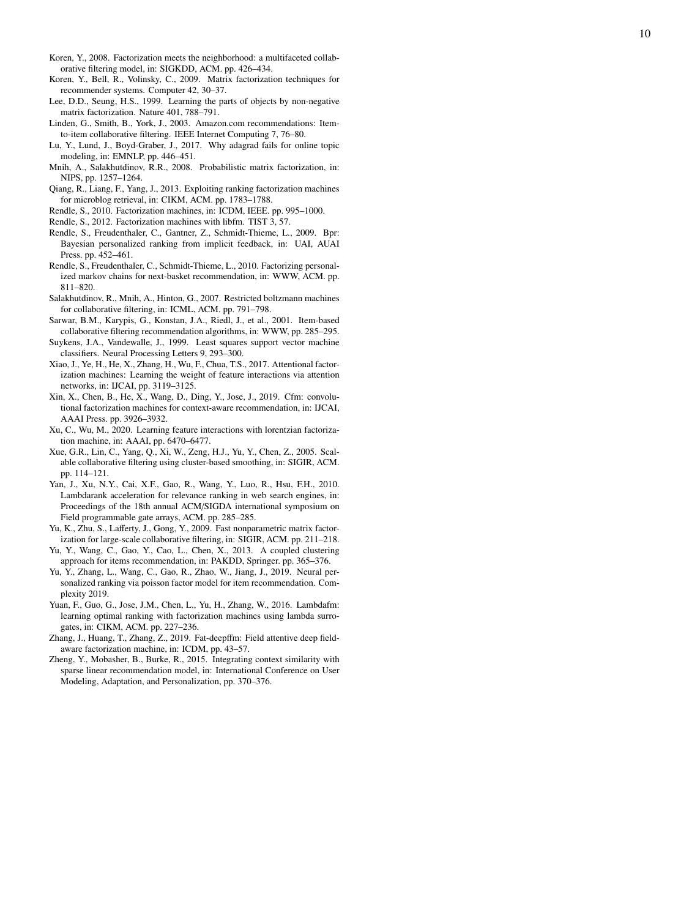Koren, Y., 2008. Factorization meets the neighborhood: a multifaceted collaborative filtering model, in: SIGKDD, ACM. pp. 426–434.

Koren, Y., Bell, R., Volinsky, C., 2009. Matrix factorization techniques for recommender systems. Computer 42, 30–37.

Lee, D.D., Seung, H.S., 1999. Learning the parts of objects by non-negative matrix factorization. Nature 401, 788–791.

Linden, G., Smith, B., York, J., 2003. Amazon.com recommendations: Item-to-item collaborative filtering. IEEE Internet Computing 7, 76–80.

Lu, Y., Lund, J., Boyd-Graber, J., 2017. Why adagrad fails for online topic modeling, in: EMNLP, pp. 446–451.

Mnih, A., Salakhutdinov, R.R., 2008. Probabilistic matrix factorization, in: NIPS, pp. 1257–1264.

Qiang, R., Liang, F., Yang, J., 2013. Exploiting ranking factorization machines for microblog retrieval, in: CIKM, ACM. pp. 1783–1788.

Rendle, S., 2010. Factorization machines, in: ICDM, IEEE. pp. 995–1000.

Rendle, S., 2012. Factorization machines with libfm. TIST 3, 57.

Rendle, S., Freudenthaler, C., Gantner, Z., Schmidt-Thieme, L., 2009. Bpr: Bayesian personalized ranking from implicit feedback, in: UAI, AUAI Press. pp. 452–461.

Rendle, S., Freudenthaler, C., Schmidt-Thieme, L., 2010. Factorizing personalized markov chains for next-basket recommendation, in: WWW, ACM. pp. 811–820.

Salakhutdinov, R., Mnih, A., Hinton, G., 2007. Restricted boltzmann machines for collaborative filtering, in: ICML, ACM. pp. 791–798.

Sarwar, B.M., Karypis, G., Konstan, J.A., Riedl, J., et al., 2001. Item-based collaborative filtering recommendation algorithms, in: WWW, pp. 285–295.

Suykens, J.A., Vandewalle, J., 1999. Least squares support vector machine classifiers. Neural Processing Letters 9, 293–300.

Xiao, J., Ye, H., He, X., Zhang, H., Wu, F., Chua, T.S., 2017. Attentional factorization machines: Learning the weight of feature interactions via attention networks, in: IJCAI, pp. 3119–3125.

Xin, X., Chen, B., He, X., Wang, D., Ding, Y., Jose, J., 2019. Cfm: convolutional factorization machines for context-aware recommendation, in: IJCAI, AAAI Press. pp. 3926–3932.

Xu, C., Wu, M., 2020. Learning feature interactions with lorentzian factorization machine, in: AAAI, pp. 6470–6477.

Xue, G.R., Lin, C., Yang, Q., Xi, W., Zeng, H.J., Yu, Y., Chen, Z., 2005. Scalable collaborative filtering using cluster-based smoothing, in: SIGIR, ACM. pp. 114–121.

Yan, J., Xu, N.Y., Cai, X.F., Gao, R., Wang, Y., Luo, R., Hsu, F.H., 2010. Lambdarank acceleration for relevance ranking in web search engines, in: Proceedings of the 18th annual ACM/SIGDA international symposium on Field programmable gate arrays, ACM. pp. 285–285.

Yu, K., Zhu, S., Lafferty, J., Gong, Y., 2009. Fast nonparametric matrix factorization for large-scale collaborative filtering, in: SIGIR, ACM. pp. 211–218.

Yu, Y., Wang, C., Gao, Y., Cao, L., Chen, X., 2013. A coupled clustering approach for items recommendation, in: PAKDD, Springer. pp. 365–376.

Yu, Y., Zhang, L., Wang, C., Gao, R., Zhao, W., Jiang, J., 2019. Neural personalized ranking via poisson factor model for item recommendation. Complexity 2019.

Yuan, F., Guo, G., Jose, J.M., Chen, L., Yu, H., Zhang, W., 2016. Lambdafm: learning optimal ranking with factorization machines using lambda surrogates, in: CIKM, ACM. pp. 227–236.

Zhang, J., Huang, T., Zhang, Z., 2019. Fat-deepffm: Field attentive deep field-aware factorization machine, in: ICDM, pp. 43–57.

Zheng, Y., Mobasher, B., Burke, R., 2015. Integrating context similarity with sparse linear recommendation model, in: International Conference on User Modeling, Adaptation, and Personalization, pp. 370–376.